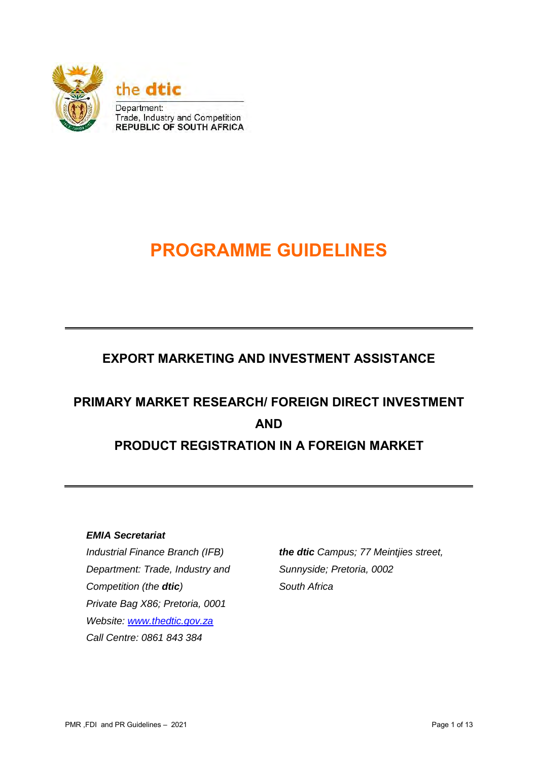the **dtic**

Department:
Trade, Industry and Competition
REPUBLIC OF SOUTH AFRICA

# PROGRAMME GUIDELINES

## EXPORT MARKETING AND INVESTMENT ASSISTANCE

## PRIMARY MARKET RESEARCH/ FOREIGN DIRECT INVESTMENT AND PRODUCT REGISTRATION IN A FOREIGN MARKET

***EMIA Secretariat***
*Industrial Finance Branch (IFB)*
*Department: Trade, Industry and Competition (the **dtic**)*
*Private Bag X86; Pretoria, 0001*
*Website: [www.thedtic.gov.za](http://www.thedtic.gov.za)*
*Call Centre: 0861 843 384*

***the dtic** Campus; 77 Meintjies street, Sunnyside; Pretoria, 0002*
*South Africa*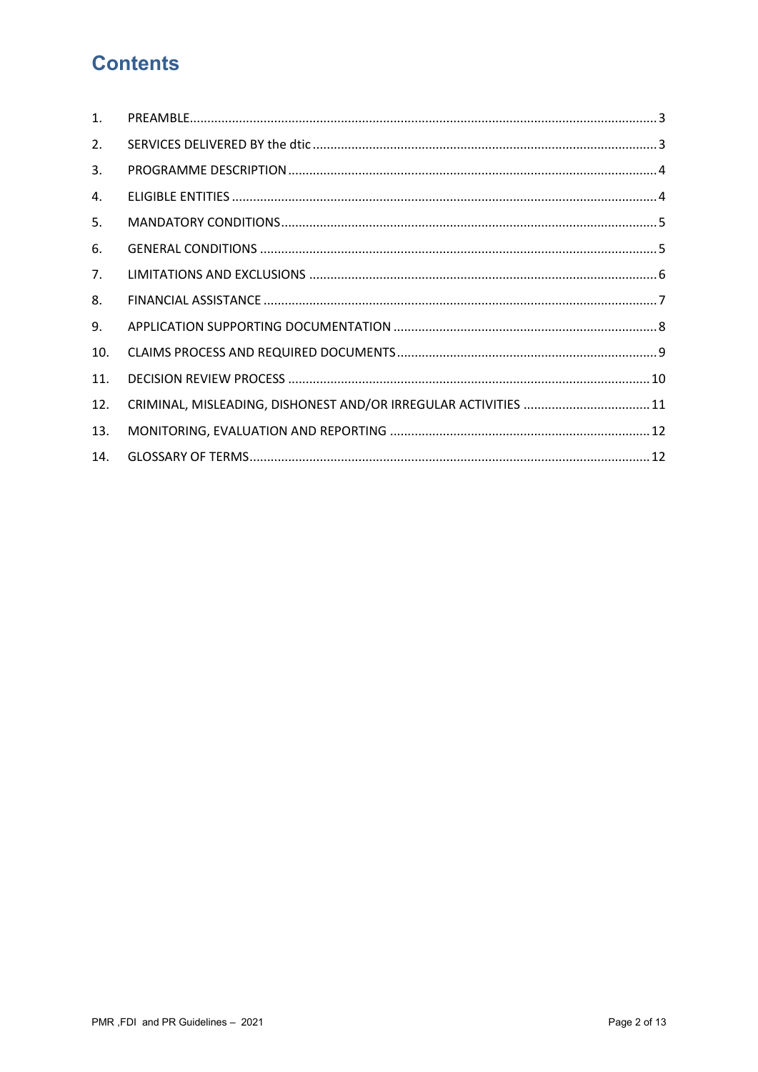# Contents

| | | |
|---|---|---|
| 1. | PREAMBLE | 3 |
| 2. | SERVICES DELIVERED BY the dtic | 3 |
| 3. | PROGRAMME DESCRIPTION | 4 |
| 4. | ELIGIBLE ENTITIES | 4 |
| 5. | MANDATORY CONDITIONS | 5 |
| 6. | GENERAL CONDITIONS | 5 |
| 7. | LIMITATIONS AND EXCLUSIONS | 6 |
| 8. | FINANCIAL ASSISTANCE | 7 |
| 9. | APPLICATION SUPPORTING DOCUMENTATION | 8 |
| 10. | CLAIMS PROCESS AND REQUIRED DOCUMENTS | 9 |
| 11. | DECISION REVIEW PROCESS | 10 |
| 12. | CRIMINAL, MISLEADING, DISHONEST AND/OR IRREGULAR ACTIVITIES | 11 |
| 13. | MONITORING, EVALUATION AND REPORTING | 12 |
| 14. | GLOSSARY OF TERMS | 12 |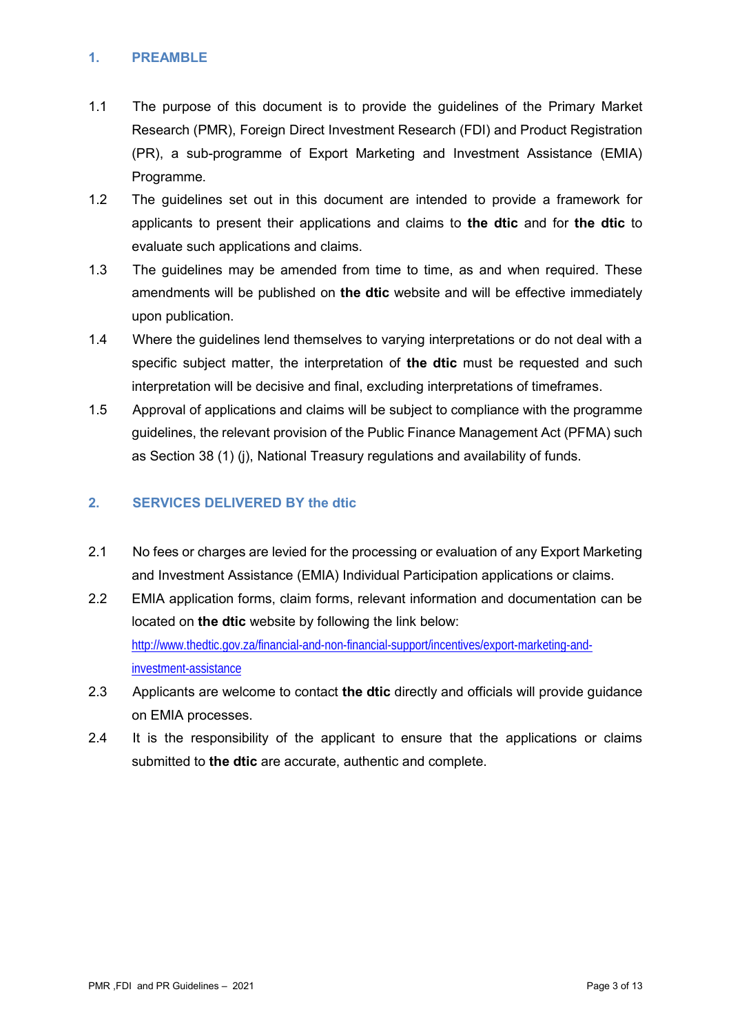## 1. PREAMBLE

1.1 The purpose of this document is to provide the guidelines of the Primary Market Research (PMR), Foreign Direct Investment Research (FDI) and Product Registration (PR), a sub-programme of Export Marketing and Investment Assistance (EMIA) Programme.

1.2 The guidelines set out in this document are intended to provide a framework for applicants to present their applications and claims to **the dtic** and for **the dtic** to evaluate such applications and claims.

1.3 The guidelines may be amended from time to time, as and when required. These amendments will be published on **the dtic** website and will be effective immediately upon publication.

1.4 Where the guidelines lend themselves to varying interpretations or do not deal with a specific subject matter, the interpretation of **the dtic** must be requested and such interpretation will be decisive and final, excluding interpretations of timeframes.

1.5 Approval of applications and claims will be subject to compliance with the programme guidelines, the relevant provision of the Public Finance Management Act (PFMA) such as Section 38 (1) (j), National Treasury regulations and availability of funds.

## 2. SERVICES DELIVERED BY the dtic

2.1 No fees or charges are levied for the processing or evaluation of any Export Marketing and Investment Assistance (EMIA) Individual Participation applications or claims.

2.2 EMIA application forms, claim forms, relevant information and documentation can be located on **the dtic** website by following the link below: http://www.thedtic.gov.za/financial-and-non-financial-support/incentives/export-marketing-and-investment-assistance

2.3 Applicants are welcome to contact **the dtic** directly and officials will provide guidance on EMIA processes.

2.4 It is the responsibility of the applicant to ensure that the applications or claims submitted to **the dtic** are accurate, authentic and complete.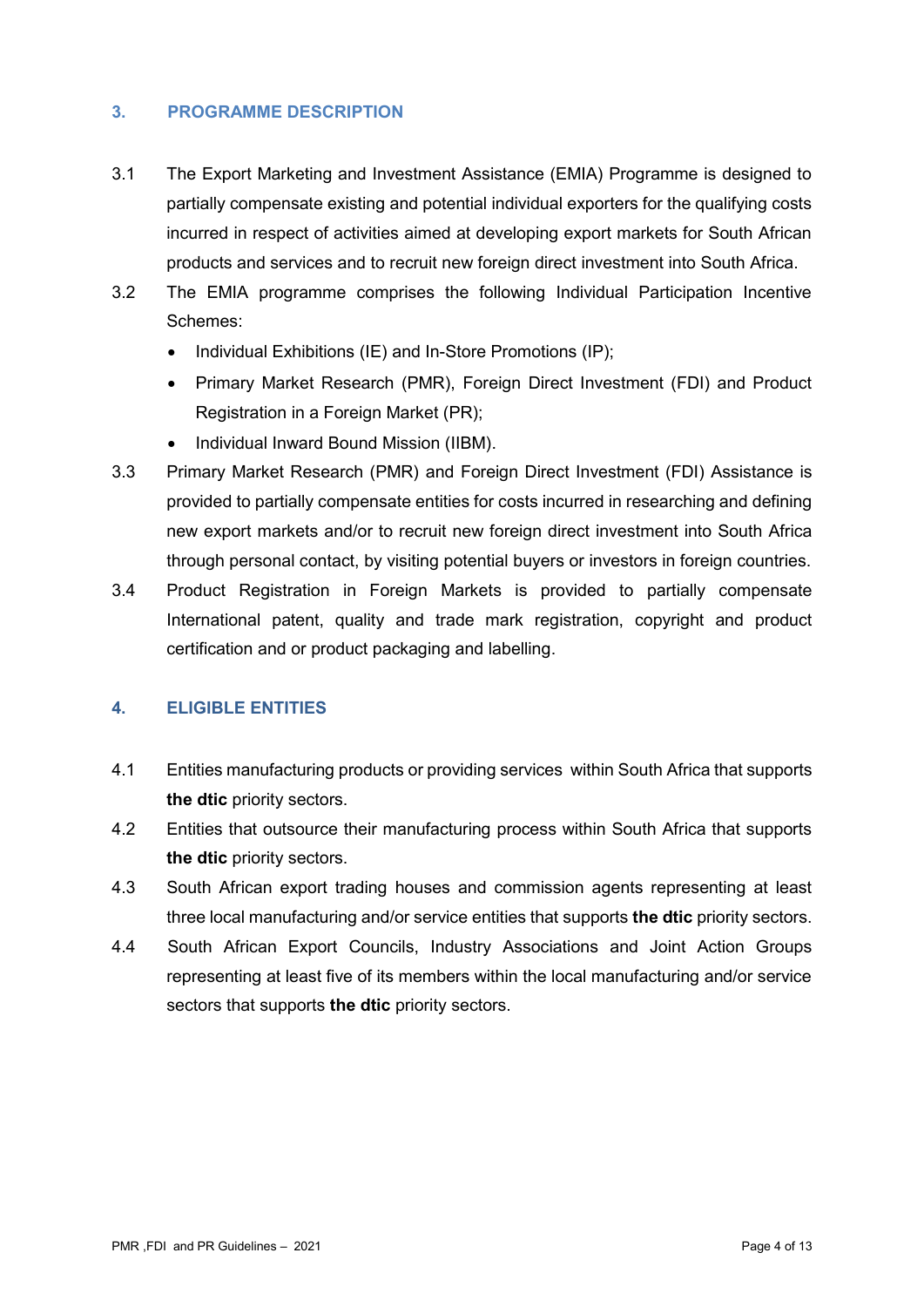## 3. PROGRAMME DESCRIPTION

3.1 The Export Marketing and Investment Assistance (EMIA) Programme is designed to partially compensate existing and potential individual exporters for the qualifying costs incurred in respect of activities aimed at developing export markets for South African products and services and to recruit new foreign direct investment into South Africa.

3.2 The EMIA programme comprises the following Individual Participation Incentive Schemes:

- Individual Exhibitions (IE) and In-Store Promotions (IP);
- Primary Market Research (PMR), Foreign Direct Investment (FDI) and Product Registration in a Foreign Market (PR);
- Individual Inward Bound Mission (IIBM).

3.3 Primary Market Research (PMR) and Foreign Direct Investment (FDI) Assistance is provided to partially compensate entities for costs incurred in researching and defining new export markets and/or to recruit new foreign direct investment into South Africa through personal contact, by visiting potential buyers or investors in foreign countries.

3.4 Product Registration in Foreign Markets is provided to partially compensate International patent, quality and trade mark registration, copyright and product certification and or product packaging and labelling.

## 4. ELIGIBLE ENTITIES

4.1 Entities manufacturing products or providing services within South Africa that supports **the dtic** priority sectors.

4.2 Entities that outsource their manufacturing process within South Africa that supports **the dtic** priority sectors.

4.3 South African export trading houses and commission agents representing at least three local manufacturing and/or service entities that supports **the dtic** priority sectors.

4.4 South African Export Councils, Industry Associations and Joint Action Groups representing at least five of its members within the local manufacturing and/or service sectors that supports **the dtic** priority sectors.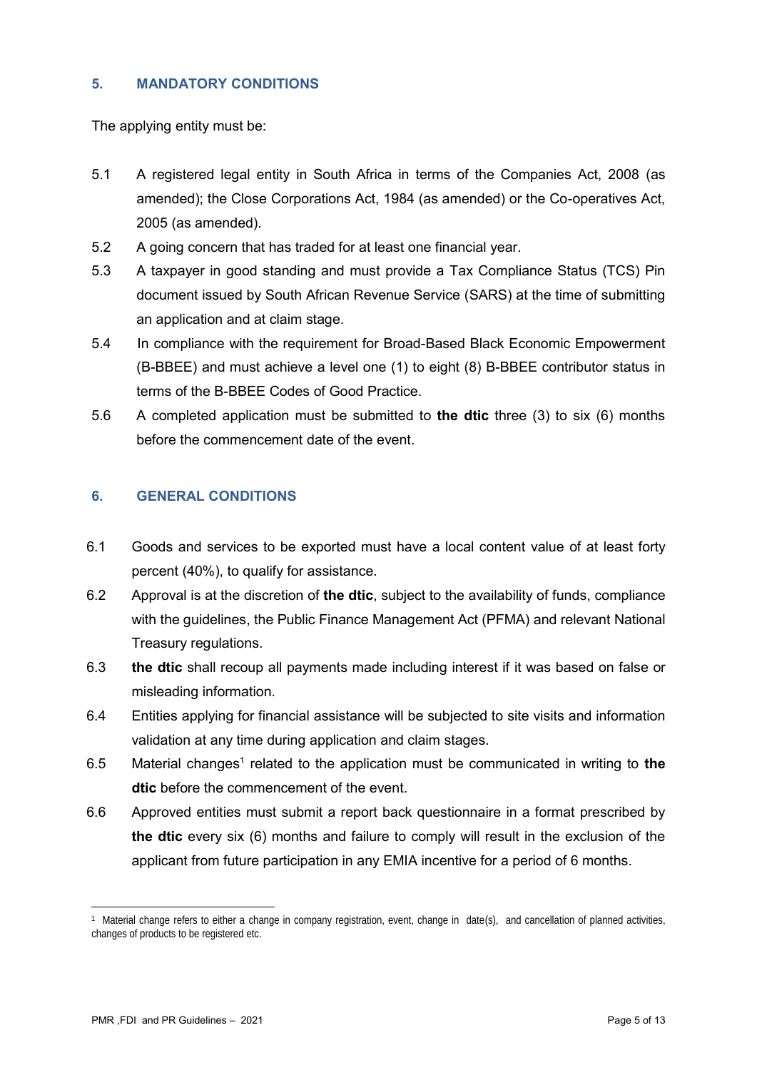## 5. MANDATORY CONDITIONS

The applying entity must be:

5.1 A registered legal entity in South Africa in terms of the Companies Act, 2008 (as amended); the Close Corporations Act, 1984 (as amended) or the Co-operatives Act, 2005 (as amended).

5.2 A going concern that has traded for at least one financial year.

5.3 A taxpayer in good standing and must provide a Tax Compliance Status (TCS) Pin document issued by South African Revenue Service (SARS) at the time of submitting an application and at claim stage.

5.4 In compliance with the requirement for Broad-Based Black Economic Empowerment (B-BBEE) and must achieve a level one (1) to eight (8) B-BBEE contributor status in terms of the B-BBEE Codes of Good Practice.

5.6 A completed application must be submitted to **the dtic** three (3) to six (6) months before the commencement date of the event.

## 6. GENERAL CONDITIONS

6.1 Goods and services to be exported must have a local content value of at least forty percent (40%), to qualify for assistance.

6.2 Approval is at the discretion of **the dtic**, subject to the availability of funds, compliance with the guidelines, the Public Finance Management Act (PFMA) and relevant National Treasury regulations.

6.3 **the dtic** shall recoup all payments made including interest if it was based on false or misleading information.

6.4 Entities applying for financial assistance will be subjected to site visits and information validation at any time during application and claim stages.

6.5 Material changes[1] related to the application must be communicated in writing to **the dtic** before the commencement of the event.

6.6 Approved entities must submit a report back questionnaire in a format prescribed by **the dtic** every six (6) months and failure to comply will result in the exclusion of the applicant from future participation in any EMIA incentive for a period of 6 months.

---

[1] Material change refers to either a change in company registration, event, change in date(s), and cancellation of planned activities, changes of products to be registered etc.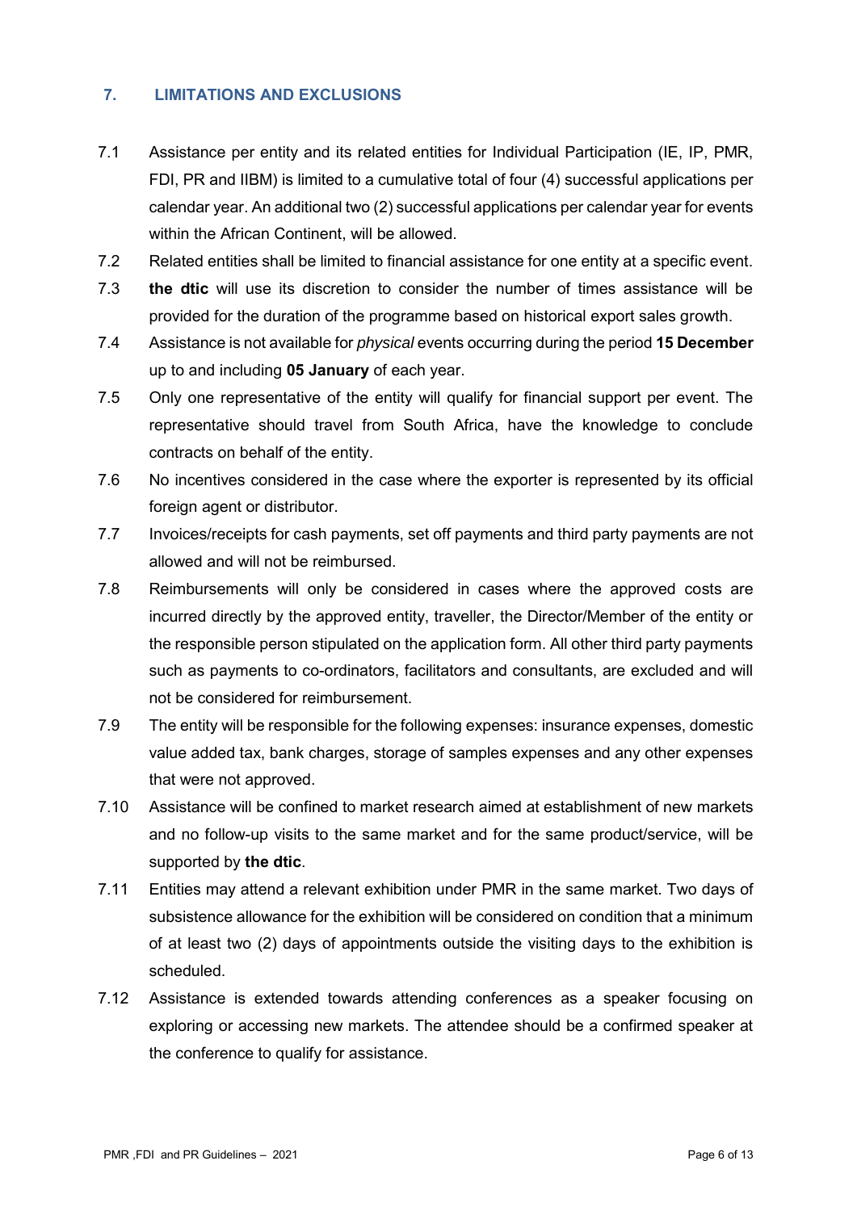## 7. LIMITATIONS AND EXCLUSIONS

7.1 Assistance per entity and its related entities for Individual Participation (IE, IP, PMR, FDI, PR and IIBM) is limited to a cumulative total of four (4) successful applications per calendar year. An additional two (2) successful applications per calendar year for events within the African Continent, will be allowed.

7.2 Related entities shall be limited to financial assistance for one entity at a specific event.

7.3 **the dtic** will use its discretion to consider the number of times assistance will be provided for the duration of the programme based on historical export sales growth.

7.4 Assistance is not available for *physical* events occurring during the period **15 December** up to and including **05 January** of each year.

7.5 Only one representative of the entity will qualify for financial support per event. The representative should travel from South Africa, have the knowledge to conclude contracts on behalf of the entity.

7.6 No incentives considered in the case where the exporter is represented by its official foreign agent or distributor.

7.7 Invoices/receipts for cash payments, set off payments and third party payments are not allowed and will not be reimbursed.

7.8 Reimbursements will only be considered in cases where the approved costs are incurred directly by the approved entity, traveller, the Director/Member of the entity or the responsible person stipulated on the application form. All other third party payments such as payments to co-ordinators, facilitators and consultants, are excluded and will not be considered for reimbursement.

7.9 The entity will be responsible for the following expenses: insurance expenses, domestic value added tax, bank charges, storage of samples expenses and any other expenses that were not approved.

7.10 Assistance will be confined to market research aimed at establishment of new markets and no follow-up visits to the same market and for the same product/service, will be supported by **the dtic**.

7.11 Entities may attend a relevant exhibition under PMR in the same market. Two days of subsistence allowance for the exhibition will be considered on condition that a minimum of at least two (2) days of appointments outside the visiting days to the exhibition is scheduled.

7.12 Assistance is extended towards attending conferences as a speaker focusing on exploring or accessing new markets. The attendee should be a confirmed speaker at the conference to qualify for assistance.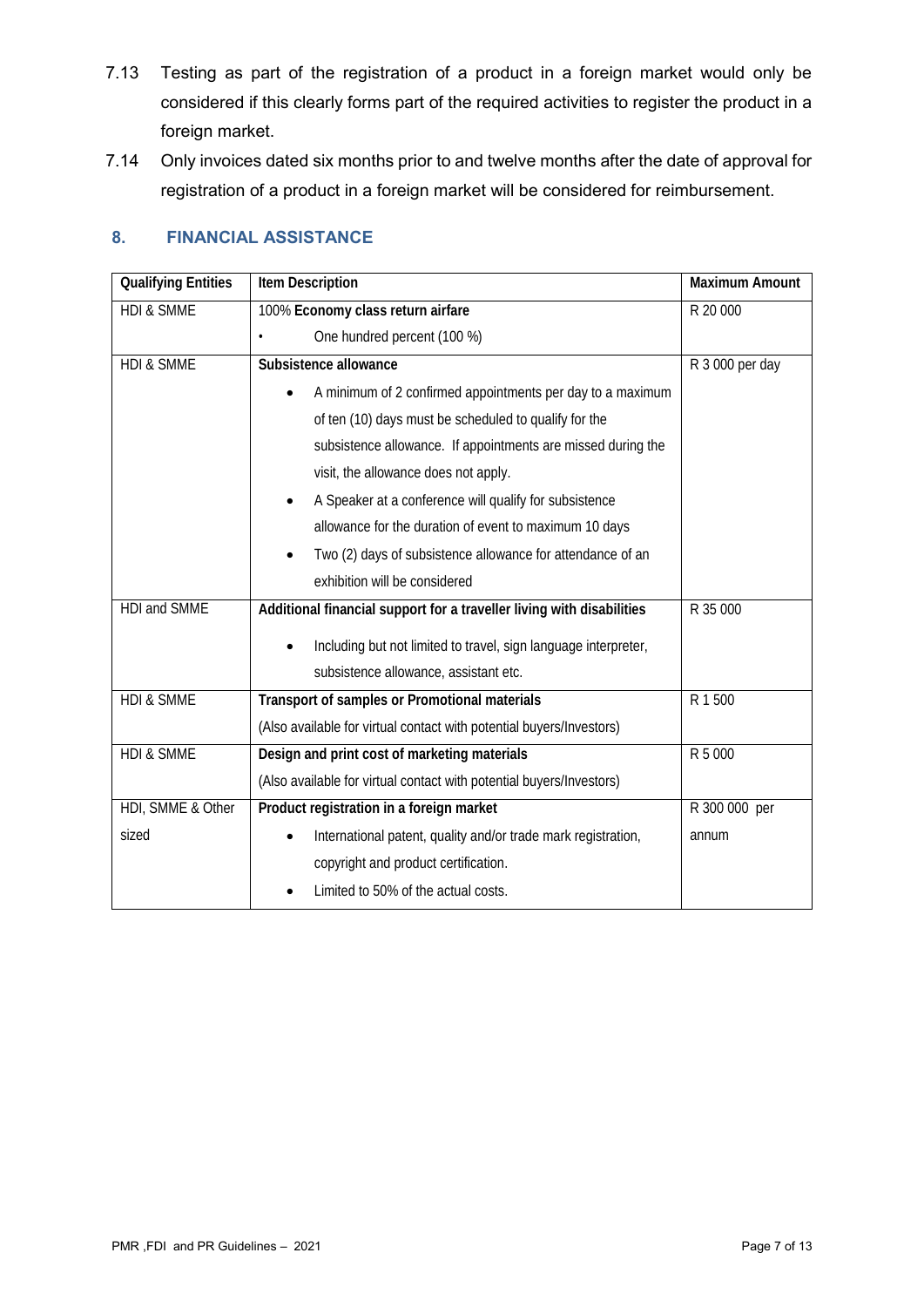7.13 Testing as part of the registration of a product in a foreign market would only be considered if this clearly forms part of the required activities to register the product in a foreign market.

7.14 Only invoices dated six months prior to and twelve months after the date of approval for registration of a product in a foreign market will be considered for reimbursement.

## 8. FINANCIAL ASSISTANCE

| Qualifying Entities | Item Description | Maximum Amount |
|---|---|---|
| HDI & SMME | 100% **Economy class return airfare**<br>• One hundred percent (100 %) | R 20 000 |
| HDI & SMME | **Subsistence allowance**<br>• A minimum of 2 confirmed appointments per day to a maximum of ten (10) days must be scheduled to qualify for the subsistence allowance. If appointments are missed during the visit, the allowance does not apply.<br>• A Speaker at a conference will qualify for subsistence allowance for the duration of event to maximum 10 days<br>• Two (2) days of subsistence allowance for attendance of an exhibition will be considered | R 3 000 per day |
| HDI and SMME | **Additional financial support for a traveller living with disabilities**<br>• Including but not limited to travel, sign language interpreter, subsistence allowance, assistant etc. | R 35 000 |
| HDI & SMME | **Transport of samples or Promotional materials**<br>(Also available for virtual contact with potential buyers/Investors) | R 1 500 |
| HDI & SMME | **Design and print cost of marketing materials**<br>(Also available for virtual contact with potential buyers/Investors) | R 5 000 |
| HDI, SMME & Other sized | **Product registration in a foreign market**<br>• International patent, quality and/or trade mark registration, copyright and product certification.<br>• Limited to 50% of the actual costs. | R 300 000 per annum |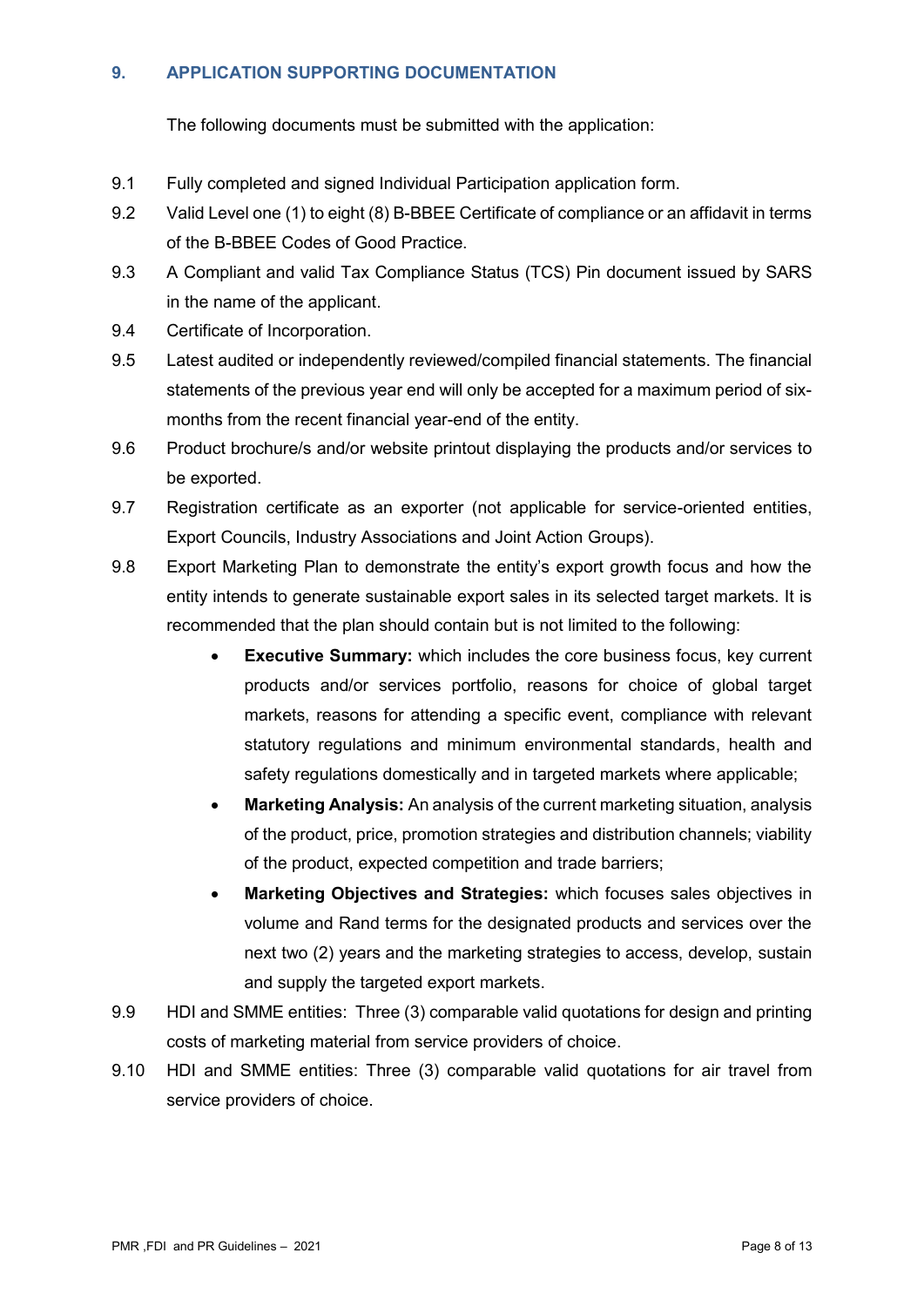## 9. APPLICATION SUPPORTING DOCUMENTATION

The following documents must be submitted with the application:

9.1 Fully completed and signed Individual Participation application form.

9.2 Valid Level one (1) to eight (8) B-BBEE Certificate of compliance or an affidavit in terms of the B-BBEE Codes of Good Practice.

9.3 A Compliant and valid Tax Compliance Status (TCS) Pin document issued by SARS in the name of the applicant.

9.4 Certificate of Incorporation.

9.5 Latest audited or independently reviewed/compiled financial statements. The financial statements of the previous year end will only be accepted for a maximum period of six-months from the recent financial year-end of the entity.

9.6 Product brochure/s and/or website printout displaying the products and/or services to be exported.

9.7 Registration certificate as an exporter (not applicable for service-oriented entities, Export Councils, Industry Associations and Joint Action Groups).

9.8 Export Marketing Plan to demonstrate the entity's export growth focus and how the entity intends to generate sustainable export sales in its selected target markets. It is recommended that the plan should contain but is not limited to the following:

- **Executive Summary:** which includes the core business focus, key current products and/or services portfolio, reasons for choice of global target markets, reasons for attending a specific event, compliance with relevant statutory regulations and minimum environmental standards, health and safety regulations domestically and in targeted markets where applicable;
- **Marketing Analysis:** An analysis of the current marketing situation, analysis of the product, price, promotion strategies and distribution channels; viability of the product, expected competition and trade barriers;
- **Marketing Objectives and Strategies:** which focuses sales objectives in volume and Rand terms for the designated products and services over the next two (2) years and the marketing strategies to access, develop, sustain and supply the targeted export markets.

9.9 HDI and SMME entities: Three (3) comparable valid quotations for design and printing costs of marketing material from service providers of choice.

9.10 HDI and SMME entities: Three (3) comparable valid quotations for air travel from service providers of choice.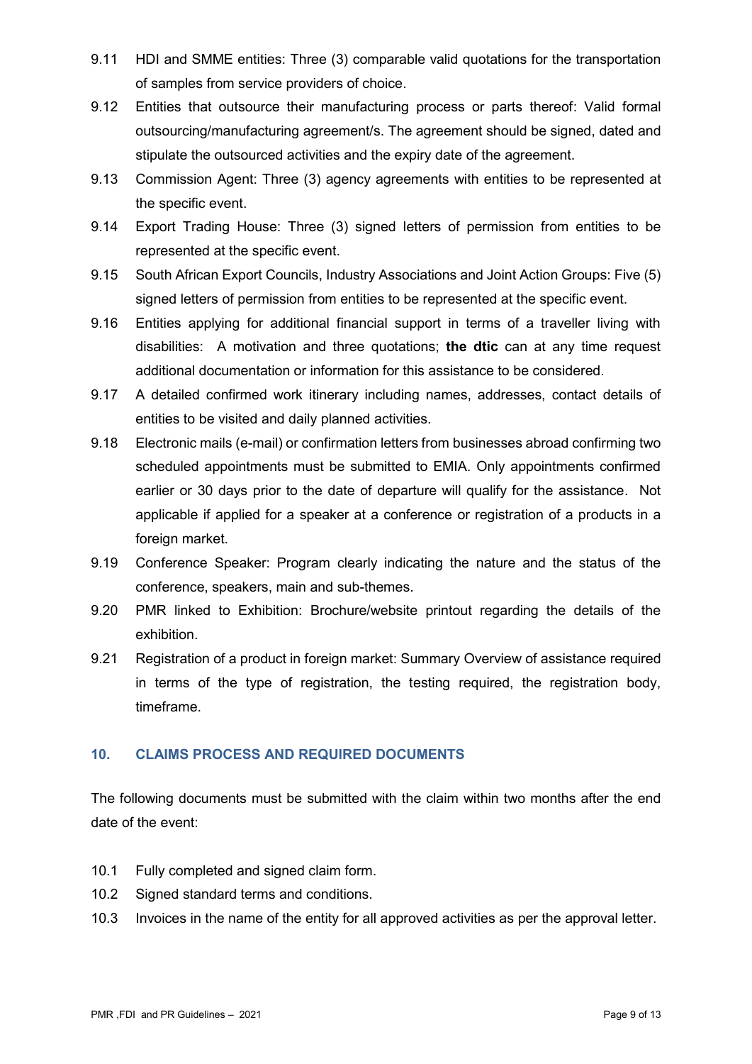9.11 HDI and SMME entities: Three (3) comparable valid quotations for the transportation of samples from service providers of choice.

9.12 Entities that outsource their manufacturing process or parts thereof: Valid formal outsourcing/manufacturing agreement/s. The agreement should be signed, dated and stipulate the outsourced activities and the expiry date of the agreement.

9.13 Commission Agent: Three (3) agency agreements with entities to be represented at the specific event.

9.14 Export Trading House: Three (3) signed letters of permission from entities to be represented at the specific event.

9.15 South African Export Councils, Industry Associations and Joint Action Groups: Five (5) signed letters of permission from entities to be represented at the specific event.

9.16 Entities applying for additional financial support in terms of a traveller living with disabilities: A motivation and three quotations; **the dtic** can at any time request additional documentation or information for this assistance to be considered.

9.17 A detailed confirmed work itinerary including names, addresses, contact details of entities to be visited and daily planned activities.

9.18 Electronic mails (e-mail) or confirmation letters from businesses abroad confirming two scheduled appointments must be submitted to EMIA. Only appointments confirmed earlier or 30 days prior to the date of departure will qualify for the assistance. Not applicable if applied for a speaker at a conference or registration of a products in a foreign market.

9.19 Conference Speaker: Program clearly indicating the nature and the status of the conference, speakers, main and sub-themes.

9.20 PMR linked to Exhibition: Brochure/website printout regarding the details of the exhibition.

9.21 Registration of a product in foreign market: Summary Overview of assistance required in terms of the type of registration, the testing required, the registration body, timeframe.

## 10. CLAIMS PROCESS AND REQUIRED DOCUMENTS

The following documents must be submitted with the claim within two months after the end date of the event:

10.1 Fully completed and signed claim form.

10.2 Signed standard terms and conditions.

10.3 Invoices in the name of the entity for all approved activities as per the approval letter.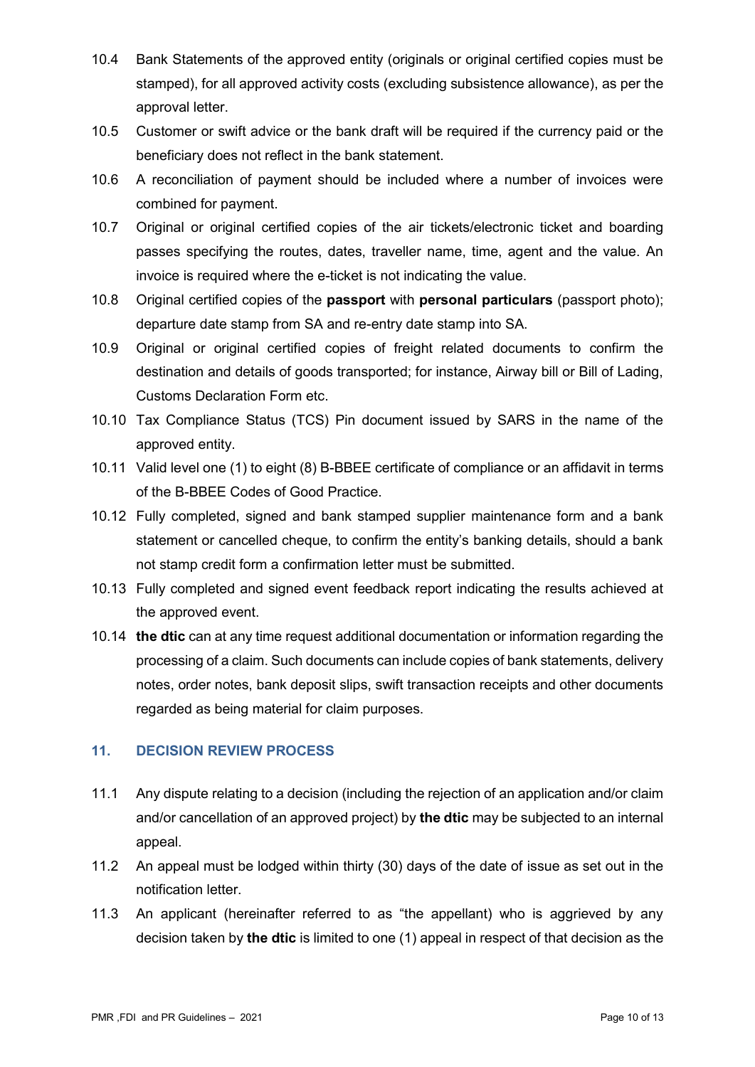10.4 Bank Statements of the approved entity (originals or original certified copies must be stamped), for all approved activity costs (excluding subsistence allowance), as per the approval letter.

10.5 Customer or swift advice or the bank draft will be required if the currency paid or the beneficiary does not reflect in the bank statement.

10.6 A reconciliation of payment should be included where a number of invoices were combined for payment.

10.7 Original or original certified copies of the air tickets/electronic ticket and boarding passes specifying the routes, dates, traveller name, time, agent and the value. An invoice is required where the e-ticket is not indicating the value.

10.8 Original certified copies of the **passport** with **personal particulars** (passport photo); departure date stamp from SA and re-entry date stamp into SA.

10.9 Original or original certified copies of freight related documents to confirm the destination and details of goods transported; for instance, Airway bill or Bill of Lading, Customs Declaration Form etc.

10.10 Tax Compliance Status (TCS) Pin document issued by SARS in the name of the approved entity.

10.11 Valid level one (1) to eight (8) B-BBEE certificate of compliance or an affidavit in terms of the B-BBEE Codes of Good Practice.

10.12 Fully completed, signed and bank stamped supplier maintenance form and a bank statement or cancelled cheque, to confirm the entity's banking details, should a bank not stamp credit form a confirmation letter must be submitted.

10.13 Fully completed and signed event feedback report indicating the results achieved at the approved event.

10.14 **the dtic** can at any time request additional documentation or information regarding the processing of a claim. Such documents can include copies of bank statements, delivery notes, order notes, bank deposit slips, swift transaction receipts and other documents regarded as being material for claim purposes.

## 11. DECISION REVIEW PROCESS

11.1 Any dispute relating to a decision (including the rejection of an application and/or claim and/or cancellation of an approved project) by **the dtic** may be subjected to an internal appeal.

11.2 An appeal must be lodged within thirty (30) days of the date of issue as set out in the notification letter.

11.3 An applicant (hereinafter referred to as "the appellant) who is aggrieved by any decision taken by **the dtic** is limited to one (1) appeal in respect of that decision as the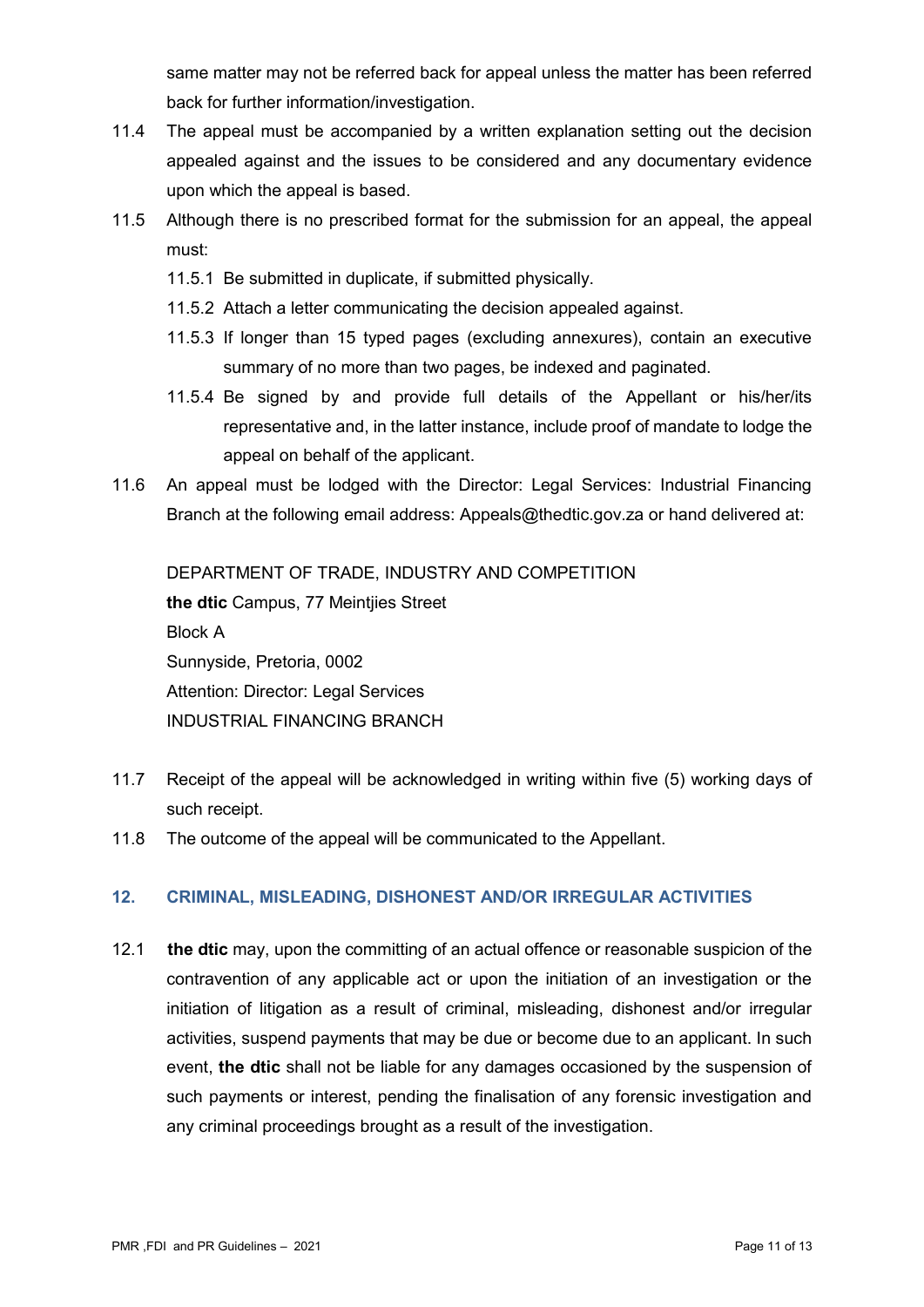same matter may not be referred back for appeal unless the matter has been referred back for further information/investigation.

11.4 The appeal must be accompanied by a written explanation setting out the decision appealed against and the issues to be considered and any documentary evidence upon which the appeal is based.

11.5 Although there is no prescribed format for the submission for an appeal, the appeal must:

11.5.1 Be submitted in duplicate, if submitted physically.

11.5.2 Attach a letter communicating the decision appealed against.

11.5.3 If longer than 15 typed pages (excluding annexures), contain an executive summary of no more than two pages, be indexed and paginated.

11.5.4 Be signed by and provide full details of the Appellant or his/her/its representative and, in the latter instance, include proof of mandate to lodge the appeal on behalf of the applicant.

11.6 An appeal must be lodged with the Director: Legal Services: Industrial Financing Branch at the following email address: Appeals@thedtic.gov.za or hand delivered at:

DEPARTMENT OF TRADE, INDUSTRY AND COMPETITION
**the dtic** Campus, 77 Meintjies Street
Block A
Sunnyside, Pretoria, 0002
Attention: Director: Legal Services
INDUSTRIAL FINANCING BRANCH

11.7 Receipt of the appeal will be acknowledged in writing within five (5) working days of such receipt.

11.8 The outcome of the appeal will be communicated to the Appellant.

## 12. CRIMINAL, MISLEADING, DISHONEST AND/OR IRREGULAR ACTIVITIES

12.1 **the dtic** may, upon the committing of an actual offence or reasonable suspicion of the contravention of any applicable act or upon the initiation of an investigation or the initiation of litigation as a result of criminal, misleading, dishonest and/or irregular activities, suspend payments that may be due or become due to an applicant. In such event, **the dtic** shall not be liable for any damages occasioned by the suspension of such payments or interest, pending the finalisation of any forensic investigation and any criminal proceedings brought as a result of the investigation.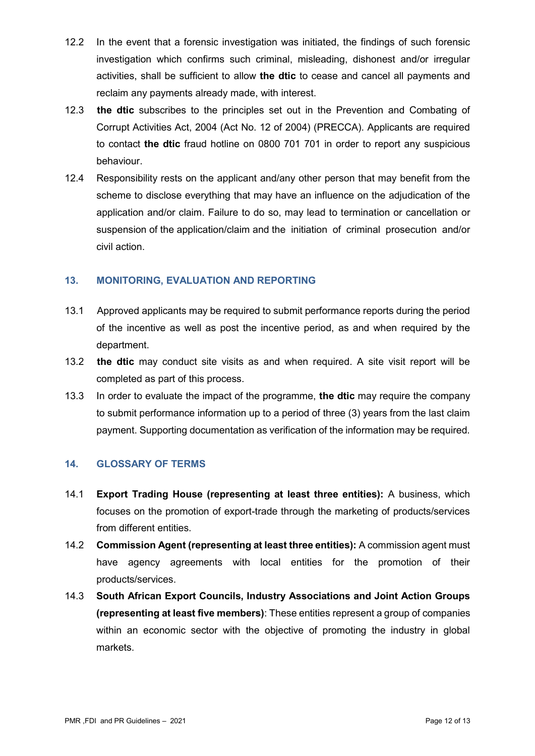12.2 In the event that a forensic investigation was initiated, the findings of such forensic investigation which confirms such criminal, misleading, dishonest and/or irregular activities, shall be sufficient to allow **the dtic** to cease and cancel all payments and reclaim any payments already made, with interest.

12.3 **the dtic** subscribes to the principles set out in the Prevention and Combating of Corrupt Activities Act, 2004 (Act No. 12 of 2004) (PRECCA). Applicants are required to contact **the dtic** fraud hotline on 0800 701 701 in order to report any suspicious behaviour.

12.4 Responsibility rests on the applicant and/any other person that may benefit from the scheme to disclose everything that may have an influence on the adjudication of the application and/or claim. Failure to do so, may lead to termination or cancellation or suspension of the application/claim and the initiation of criminal prosecution and/or civil action.

## 13. MONITORING, EVALUATION AND REPORTING

13.1 Approved applicants may be required to submit performance reports during the period of the incentive as well as post the incentive period, as and when required by the department.

13.2 **the dtic** may conduct site visits as and when required. A site visit report will be completed as part of this process.

13.3 In order to evaluate the impact of the programme, **the dtic** may require the company to submit performance information up to a period of three (3) years from the last claim payment. Supporting documentation as verification of the information may be required.

## 14. GLOSSARY OF TERMS

14.1 **Export Trading House (representing at least three entities):** A business, which focuses on the promotion of export-trade through the marketing of products/services from different entities.

14.2 **Commission Agent (representing at least three entities):** A commission agent must have agency agreements with local entities for the promotion of their products/services.

14.3 **South African Export Councils, Industry Associations and Joint Action Groups (representing at least five members)**: These entities represent a group of companies within an economic sector with the objective of promoting the industry in global markets.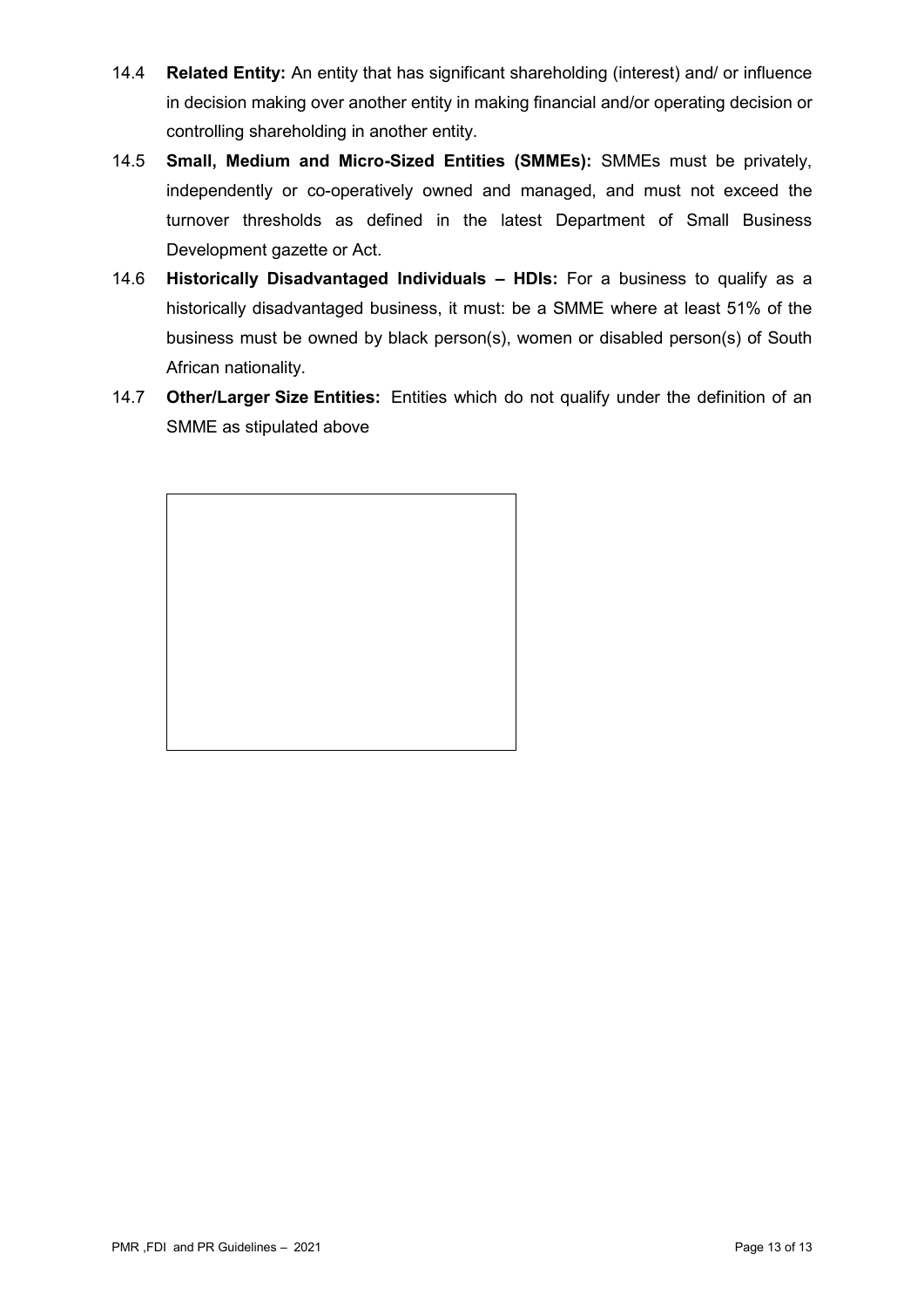14.4 **Related Entity:** An entity that has significant shareholding (interest) and/ or influence in decision making over another entity in making financial and/or operating decision or controlling shareholding in another entity.

14.5 **Small, Medium and Micro-Sized Entities (SMMEs):** SMMEs must be privately, independently or co-operatively owned and managed, and must not exceed the turnover thresholds as defined in the latest Department of Small Business Development gazette or Act.

14.6 **Historically Disadvantaged Individuals – HDIs:** For a business to qualify as a historically disadvantaged business, it must: be a SMME where at least 51% of the business must be owned by black person(s), women or disabled person(s) of South African nationality.

14.7 **Other/Larger Size Entities:** Entities which do not qualify under the definition of an SMME as stipulated above